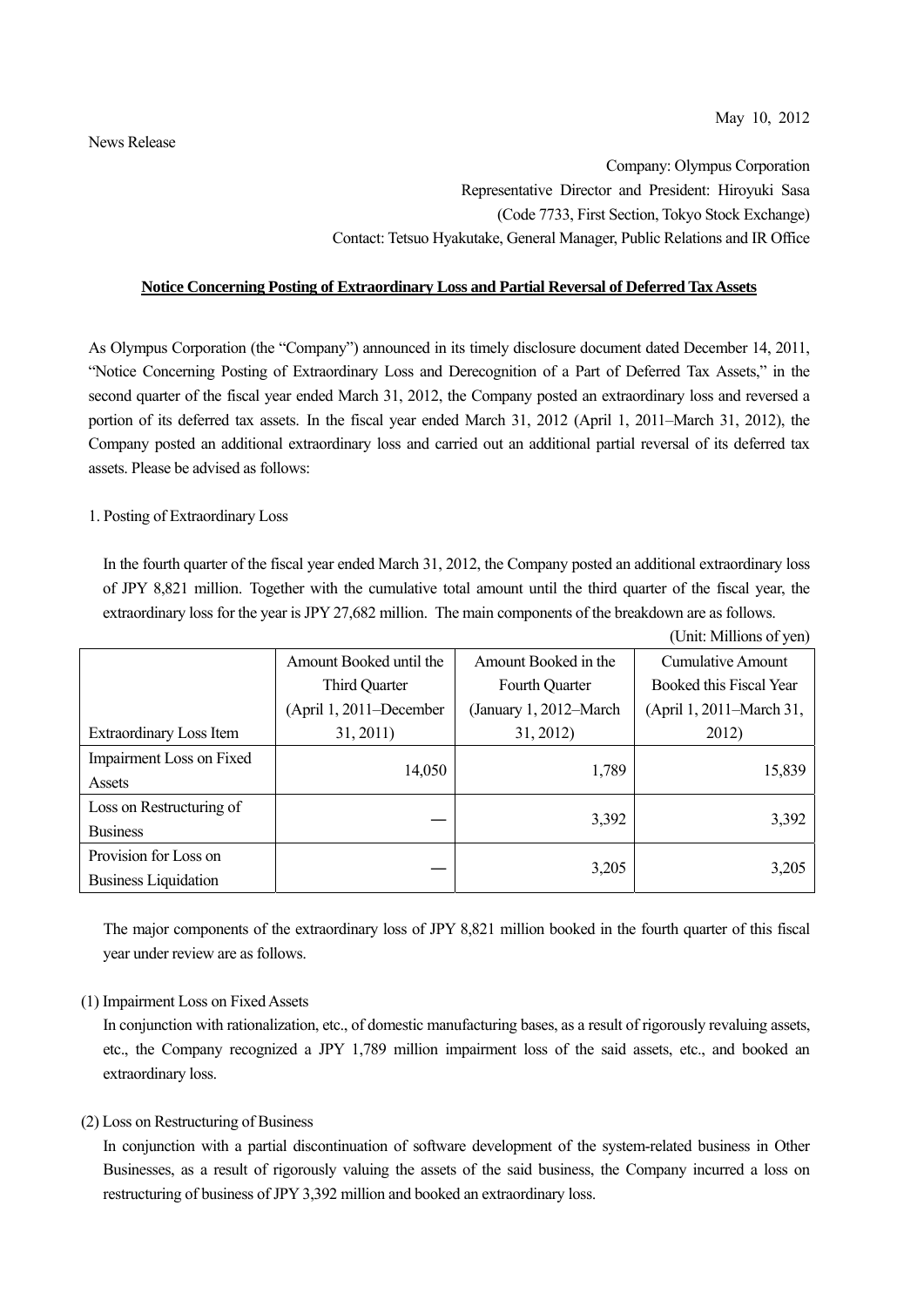May 10, 2012

News Release

Company: Olympus Corporation
Representative Director and President: Hiroyuki Sasa
(Code 7733, First Section, Tokyo Stock Exchange)
Contact: Tetsuo Hyakutake, General Manager, Public Relations and IR Office

**Notice Concerning Posting of Extraordinary Loss and Partial Reversal of Deferred Tax Assets**

As Olympus Corporation (the "Company") announced in its timely disclosure document dated December 14, 2011, "Notice Concerning Posting of Extraordinary Loss and Derecognition of a Part of Deferred Tax Assets," in the second quarter of the fiscal year ended March 31, 2012, the Company posted an extraordinary loss and reversed a portion of its deferred tax assets. In the fiscal year ended March 31, 2012 (April 1, 2011–March 31, 2012), the Company posted an additional extraordinary loss and carried out an additional partial reversal of its deferred tax assets. Please be advised as follows:

1. Posting of Extraordinary Loss

In the fourth quarter of the fiscal year ended March 31, 2012, the Company posted an additional extraordinary loss of JPY 8,821 million. Together with the cumulative total amount until the third quarter of the fiscal year, the extraordinary loss for the year is JPY 27,682 million. The main components of the breakdown are as follows.

(Unit: Millions of yen)

| Extraordinary Loss Item | Amount Booked until the Third Quarter (April 1, 2011–December 31, 2011) | Amount Booked in the Fourth Quarter (January 1, 2012–March 31, 2012) | Cumulative Amount Booked this Fiscal Year (April 1, 2011–March 31, 2012) |
|---|---|---|---|
| Impairment Loss on Fixed Assets | 14,050 | 1,789 | 15,839 |
| Loss on Restructuring of Business | — | 3,392 | 3,392 |
| Provision for Loss on Business Liquidation | — | 3,205 | 3,205 |

The major components of the extraordinary loss of JPY 8,821 million booked in the fourth quarter of this fiscal year under review are as follows.

(1) Impairment Loss on Fixed Assets

In conjunction with rationalization, etc., of domestic manufacturing bases, as a result of rigorously revaluing assets, etc., the Company recognized a JPY 1,789 million impairment loss of the said assets, etc., and booked an extraordinary loss.

(2) Loss on Restructuring of Business

In conjunction with a partial discontinuation of software development of the system-related business in Other Businesses, as a result of rigorously valuing the assets of the said business, the Company incurred a loss on restructuring of business of JPY 3,392 million and booked an extraordinary loss.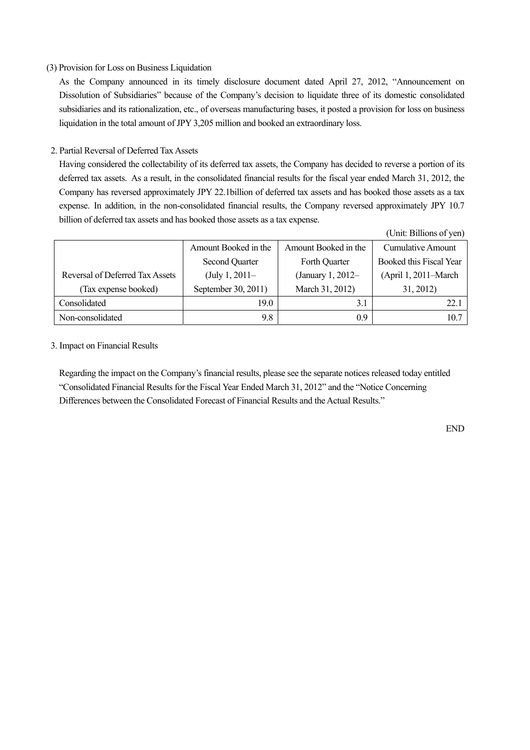(3) Provision for Loss on Business Liquidation

As the Company announced in its timely disclosure document dated April 27, 2012, "Announcement on Dissolution of Subsidiaries" because of the Company's decision to liquidate three of its domestic consolidated subsidiaries and its rationalization, etc., of overseas manufacturing bases, it posted a provision for loss on business liquidation in the total amount of JPY 3,205 million and booked an extraordinary loss.

2. Partial Reversal of Deferred Tax Assets

Having considered the collectability of its deferred tax assets, the Company has decided to reverse a portion of its deferred tax assets. As a result, in the consolidated financial results for the fiscal year ended March 31, 2012, the Company has reversed approximately JPY 22.1billion of deferred tax assets and has booked those assets as a tax expense. In addition, in the non-consolidated financial results, the Company reversed approximately JPY 10.7 billion of deferred tax assets and has booked those assets as a tax expense.

(Unit: Billions of yen)

| Reversal of Deferred Tax Assets (Tax expense booked) | Amount Booked in the Second Quarter (July 1, 2011– September 30, 2011) | Amount Booked in the Forth Quarter (January 1, 2012– March 31, 2012) | Cumulative Amount Booked this Fiscal Year (April 1, 2011–March 31, 2012) |
|---|---|---|---|
| Consolidated | 19.0 | 3.1 | 22.1 |
| Non-consolidated | 9.8 | 0.9 | 10.7 |

3. Impact on Financial Results

Regarding the impact on the Company's financial results, please see the separate notices released today entitled "Consolidated Financial Results for the Fiscal Year Ended March 31, 2012" and the "Notice Concerning Differences between the Consolidated Forecast of Financial Results and the Actual Results."

END